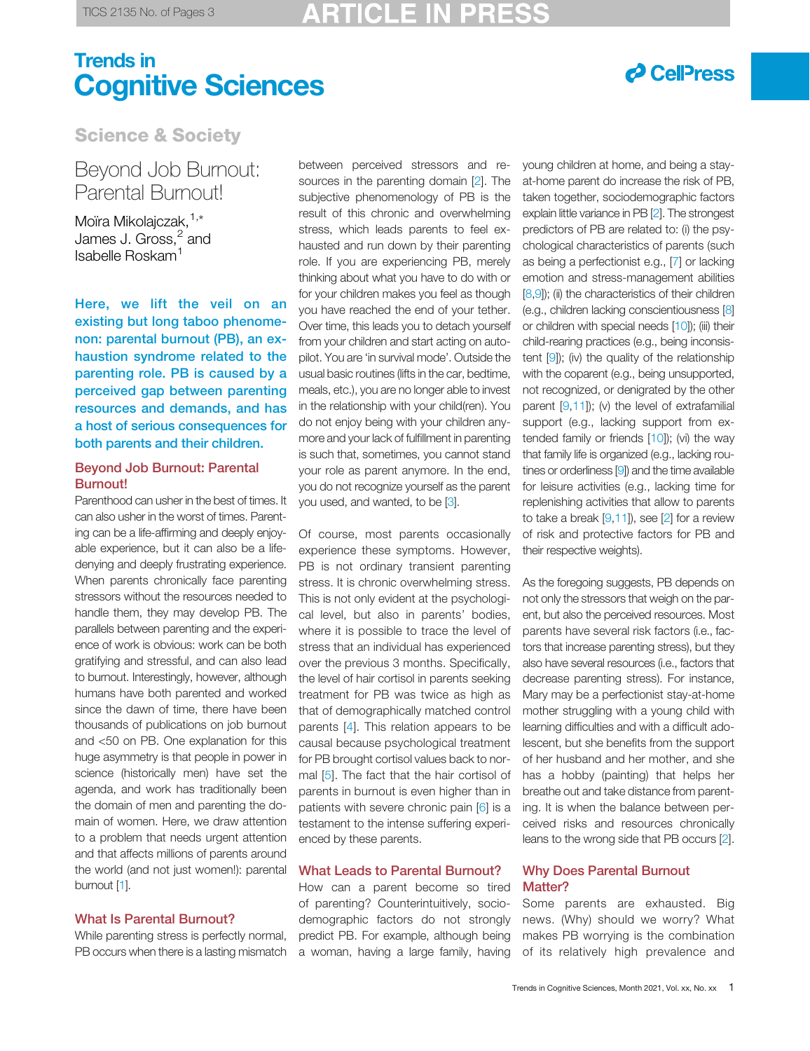## Science & Society

# Beyond Job Burnout: Parental Burnout!

Moïra Mikolajczak,[1,*] James J. Gross,[2] and Isabelle Roskam[1]

**Here, we lift the veil on an existing but long taboo phenomenon: parental burnout (PB), an exhaustion syndrome related to the parenting role. PB is caused by a perceived gap between parenting resources and demands, and has a host of serious consequences for both parents and their children.**

## Beyond Job Burnout: Parental Burnout!

Parenthood can usher in the best of times. It can also usher in the worst of times. Parenting can be a life-affirming and deeply enjoyable experience, but it can also be a life-denying and deeply frustrating experience. When parents chronically face parenting stressors without the resources needed to handle them, they may develop PB. The parallels between parenting and the experience of work is obvious: work can be both gratifying and stressful, and can also lead to burnout. Interestingly, however, although humans have both parented and worked since the dawn of time, there have been thousands of publications on job burnout and <50 on PB. One explanation for this huge asymmetry is that people in power in science (historically men) have set the agenda, and work has traditionally been the domain of men and parenting the domain of women. Here, we draw attention to a problem that needs urgent attention and that affects millions of parents around the world (and not just women!): parental burnout [1].

## What Is Parental Burnout?

While parenting stress is perfectly normal, PB occurs when there is a lasting mismatch between perceived stressors and resources in the parenting domain [2]. The subjective phenomenology of PB is the result of this chronic and overwhelming stress, which leads parents to feel exhausted and run down by their parenting role. If you are experiencing PB, merely thinking about what you have to do with or for your children makes you feel as though you have reached the end of your tether. Over time, this leads you to detach yourself from your children and start acting on autopilot. You are 'in survival mode'. Outside the usual basic routines (lifts in the car, bedtime, meals, etc.), you are no longer able to invest in the relationship with your child(ren). You do not enjoy being with your children anymore and your lack of fulfillment in parenting is such that, sometimes, you cannot stand your role as parent anymore. In the end, you do not recognize yourself as the parent you used, and wanted, to be [3].

Of course, most parents occasionally experience these symptoms. However, PB is not ordinary transient parenting stress. It is chronic overwhelming stress. This is not only evident at the psychological level, but also in parents' bodies, where it is possible to trace the level of stress that an individual has experienced over the previous 3 months. Specifically, the level of hair cortisol in parents seeking treatment for PB was twice as high as that of demographically matched control parents [4]. This relation appears to be causal because psychological treatment for PB brought cortisol values back to normal [5]. The fact that the hair cortisol of parents in burnout is even higher than in patients with severe chronic pain [6] is a testament to the intense suffering experienced by these parents.

## What Leads to Parental Burnout?

How can a parent become so tired of parenting? Counterintuitively, sociodemographic factors do not strongly predict PB. For example, although being a woman, having a large family, having young children at home, and being a stay-at-home parent do increase the risk of PB, taken together, sociodemographic factors explain little variance in PB [2]. The strongest predictors of PB are related to: (i) the psychological characteristics of parents (such as being a perfectionist e.g., [7] or lacking emotion and stress-management abilities [8,9]); (ii) the characteristics of their children (e.g., children lacking conscientiousness [8] or children with special needs [10]); (iii) their child-rearing practices (e.g., being inconsistent [9]); (iv) the quality of the relationship with the coparent (e.g., being unsupported, not recognized, or denigrated by the other parent [9,11]); (v) the level of extrafamilial support (e.g., lacking support from extended family or friends [10]); (vi) the way that family life is organized (e.g., lacking routines or orderliness [9]) and the time available for leisure activities (e.g., lacking time for replenishing activities that allow to parents to take a break [9,11]), see [2] for a review of risk and protective factors for PB and their respective weights).

As the foregoing suggests, PB depends on not only the stressors that weigh on the parent, but also the perceived resources. Most parents have several risk factors (i.e., factors that increase parenting stress), but they also have several resources (i.e., factors that decrease parenting stress). For instance, Mary may be a perfectionist stay-at-home mother struggling with a young child with learning difficulties and with a difficult adolescent, but she benefits from the support of her husband and her mother, and she has a hobby (painting) that helps her breathe out and take distance from parenting. It is when the balance between perceived risks and resources chronically leans to the wrong side that PB occurs [2].

## Why Does Parental Burnout Matter?

Some parents are exhausted. Big news. (Why) should we worry? What makes PB worrying is the combination of its relatively high prevalence and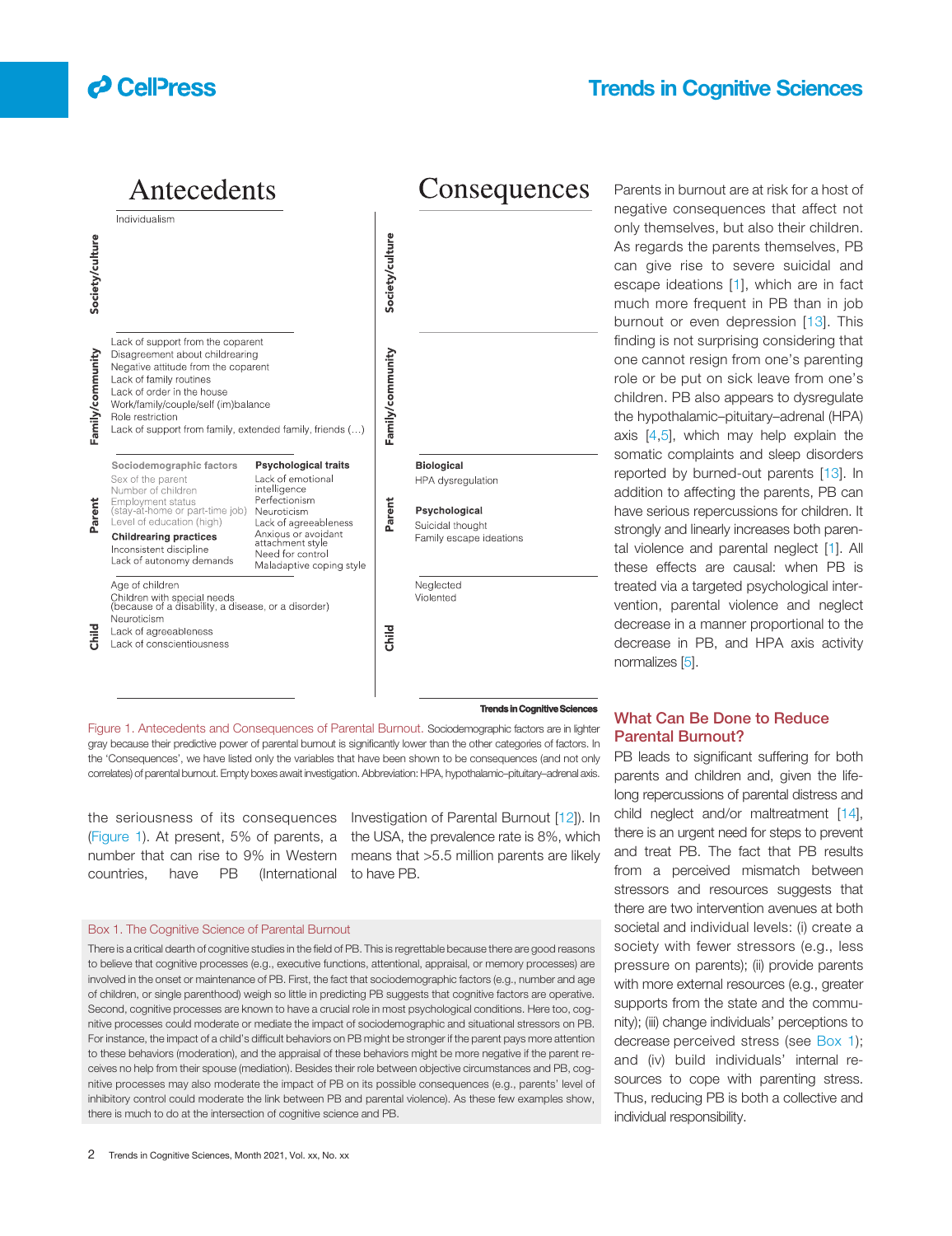# Antecedents

| | |
|---|---|
| **Society/culture** | Individualism |
| **Family/community** | Lack of support from the coparent<br>Disagreement about childrearing<br>Negative attitude from the coparent<br>Lack of family routines<br>Lack of order in the house<br>Work/family/couple/self (im)balance<br>Role restriction<br>Lack of support from family, extended family, friends (…) |
| **Parent** | **Sociodemographic factors**<br>Sex of the parent<br>Number of children<br>Employment status (stay-at-home or part-time job)<br>Level of education (high)<br>**Childrearing practices**<br>Inconsistent discipline<br>Lack of autonomy demands<br><br>**Psychological traits**<br>Lack of emotional intelligence<br>Perfectionism<br>Neuroticism<br>Lack of agreeableness<br>Anxious or avoidant attachment style<br>Need for control<br>Maladaptive coping style |
| **Child** | Age of children<br>Children with special needs (because of a disability, a disease, or a disorder)<br>Neuroticism<br>Lack of agreeableness<br>Lack of conscientiousness |

# Consequences

| | |
|---|---|
| **Society/culture** | |
| **Family/community** | |
| **Parent** | **Biological**<br>HPA dysregulation<br><br>**Psychological**<br>Suicidal thought<br>Family escape ideations |
| **Child** | Neglected<br>Violented |

Figure 1. Antecedents and Consequences of Parental Burnout. Sociodemographic factors are in lighter gray because their predictive power of parental burnout is significantly lower than the other categories of factors. In the 'Consequences', we have listed only the variables that have been shown to be consequences (and not only correlates) of parental burnout. Empty boxes await investigation. Abbreviation: HPA, hypothalamic–pituitary–adrenal axis.

the seriousness of its consequences (Figure 1). At present, 5% of parents, a number that can rise to 9% in Western countries, have PB (International Investigation of Parental Burnout [12]). In the USA, the prevalence rate is 8%, which means that >5.5 million parents are likely to have PB.

Parents in burnout are at risk for a host of negative consequences that affect not only themselves, but also their children. As regards the parents themselves, PB can give rise to severe suicidal and escape ideations [1], which are in fact much more frequent in PB than in job burnout or even depression [13]. This finding is not surprising considering that one cannot resign from one's parenting role or be put on sick leave from one's children. PB also appears to dysregulate the hypothalamic–pituitary–adrenal (HPA) axis [4,5], which may help explain the somatic complaints and sleep disorders reported by burned-out parents [13]. In addition to affecting the parents, PB can have serious repercussions for children. It strongly and linearly increases both parental violence and parental neglect [1]. All these effects are causal: when PB is treated via a targeted psychological intervention, parental violence and neglect decrease in a manner proportional to the decrease in PB, and HPA axis activity normalizes [5].

## What Can Be Done to Reduce Parental Burnout?

PB leads to significant suffering for both parents and children and, given the lifelong repercussions of parental distress and child neglect and/or maltreatment [14], there is an urgent need for steps to prevent and treat PB. The fact that PB results from a perceived mismatch between stressors and resources suggests that there are two intervention avenues at both societal and individual levels: (i) create a society with fewer stressors (e.g., less pressure on parents); (ii) provide parents with more external resources (e.g., greater supports from the state and the community); (iii) change individuals' perceptions to decrease perceived stress (see Box 1); and (iv) build individuals' internal resources to cope with parenting stress. Thus, reducing PB is both a collective and individual responsibility.

### Box 1. The Cognitive Science of Parental Burnout

There is a critical dearth of cognitive studies in the field of PB. This is regrettable because there are good reasons to believe that cognitive processes (e.g., executive functions, attentional, appraisal, or memory processes) are involved in the onset or maintenance of PB. First, the fact that sociodemographic factors (e.g., number and age of children, or single parenthood) weigh so little in predicting PB suggests that cognitive factors are operative. Second, cognitive processes are known to have a crucial role in most psychological conditions. Here too, cognitive processes could moderate or mediate the impact of sociodemographic and situational stressors on PB. For instance, the impact of a child's difficult behaviors on PB might be stronger if the parent pays more attention to these behaviors (moderation), and the appraisal of these behaviors might be more negative if the parent receives no help from their spouse (mediation). Besides their role between objective circumstances and PB, cognitive processes may also moderate the impact of PB on its possible consequences (e.g., parents' level of inhibitory control could moderate the link between PB and parental violence). As these few examples show, there is much to do at the intersection of cognitive science and PB.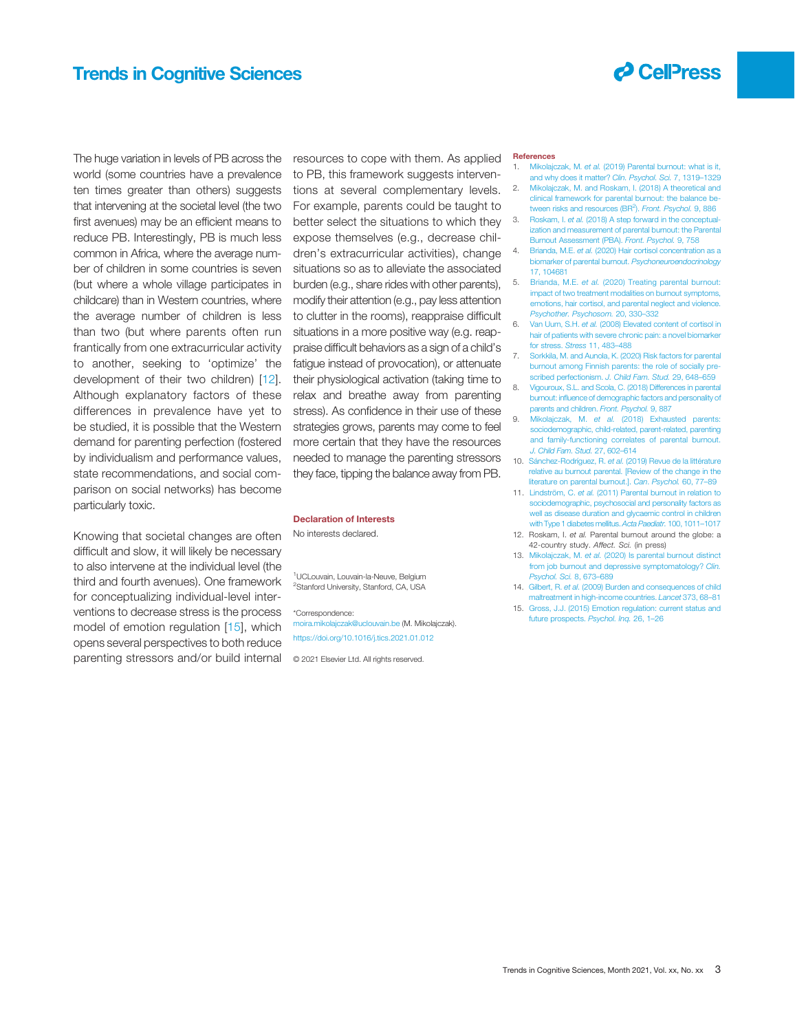The huge variation in levels of PB across the world (some countries have a prevalence ten times greater than others) suggests that intervening at the societal level (the two first avenues) may be an efficient means to reduce PB. Interestingly, PB is much less common in Africa, where the average number of children in some countries is seven (but where a whole village participates in childcare) than in Western countries, where the average number of children is less than two (but where parents often run frantically from one extracurricular activity to another, seeking to 'optimize' the development of their two children) [12]. Although explanatory factors of these differences in prevalence have yet to be studied, it is possible that the Western demand for parenting perfection (fostered by individualism and performance values, state recommendations, and social comparison on social networks) has become particularly toxic.

Knowing that societal changes are often difficult and slow, it will likely be necessary to also intervene at the individual level (the third and fourth avenues). One framework for conceptualizing individual-level interventions to decrease stress is the process model of emotion regulation [15], which opens several perspectives to both reduce parenting stressors and/or build internal resources to cope with them. As applied to PB, this framework suggests interventions at several complementary levels. For example, parents could be taught to better select the situations to which they expose themselves (e.g., decrease children's extracurricular activities), change situations so as to alleviate the associated burden (e.g., share rides with other parents), modify their attention (e.g., pay less attention to clutter in the rooms), reappraise difficult situations in a more positive way (e.g. reappraise difficult behaviors as a sign of a child's fatigue instead of provocation), or attenuate their physiological activation (taking time to relax and breathe away from parenting stress). As confidence in their use of these strategies grows, parents may come to feel more certain that they have the resources needed to manage the parenting stressors they face, tipping the balance away from PB.

### Declaration of Interests

No interests declared.

[1]UCLouvain, Louvain-la-Neuve, Belgium
[2]Stanford University, Stanford, CA, USA

*Correspondence:
moira.mikolajczak@uclouvain.be (M. Mikolajczak).

https://doi.org/10.1016/j.tics.2021.01.012

© 2021 Elsevier Ltd. All rights reserved.

### References

1. Mikolajczak, M. *et al.* (2019) Parental burnout: what is it, and why does it matter? *Clin. Psychol. Sci.* 7, 1319–1329
2. Mikolajczak, M. and Roskam, I. (2018) A theoretical and clinical framework for parental burnout: the balance between risks and resources ($BR^2$). *Front. Psychol.* 9, 886
3. Roskam, I. *et al.* (2018) A step forward in the conceptualization and measurement of parental burnout: the Parental Burnout Assessment (PBA). *Front. Psychol.* 9, 758
4. Brianda, M.E. *et al.* (2020) Hair cortisol concentration as a biomarker of parental burnout. *Psychoneuroendocrinology* 17, 104681
5. Brianda, M.E. *et al.* (2020) Treating parental burnout: impact of two treatment modalities on burnout symptoms, emotions, hair cortisol, and parental neglect and violence. *Psychother. Psychosom.* 20, 330–332
6. Van Uum, S.H. *et al.* (2008) Elevated content of cortisol in hair of patients with severe chronic pain: a novel biomarker for stress. *Stress* 11, 483–488
7. Sorkkila, M. and Aunola, K. (2020) Risk factors for parental burnout among Finnish parents: the role of socially prescribed perfectionism. *J. Child Fam. Stud.* 29, 648–659
8. Vigouroux, S.L. and Scola, C. (2018) Differences in parental burnout: influence of demographic factors and personality of parents and children. *Front. Psychol.* 9, 887
9. Mikolajczak, M. *et al.* (2018) Exhausted parents: sociodemographic, child-related, parent-related, parenting and family-functioning correlates of parental burnout. *J. Child Fam. Stud.* 27, 602–614
10. Sánchez-Rodríguez, R. *et al.* (2019) Revue de la littérature relative au burnout parental. [Review of the change in the literature on parental burnout.]. *Can. Psychol.* 60, 77–89
11. Lindström, C. *et al.* (2011) Parental burnout in relation to sociodemographic, psychosocial and personality factors as well as disease duration and glycaemic control in children with Type 1 diabetes mellitus. *Acta Paediatr.* 100, 1011–1017
12. Roskam, I. *et al.* Parental burnout around the globe: a 42-country study. *Affect. Sci.* (in press)
13. Mikolajczak, M. *et al.* (2020) Is parental burnout distinct from job burnout and depressive symptomatology? *Clin. Psychol. Sci.* 8, 673–689
14. Gilbert, R. *et al.* (2009) Burden and consequences of child maltreatment in high-income countries. *Lancet* 373, 68–81
15. Gross, J.J. (2015) Emotion regulation: current status and future prospects. *Psychol. Inq.* 26, 1–26